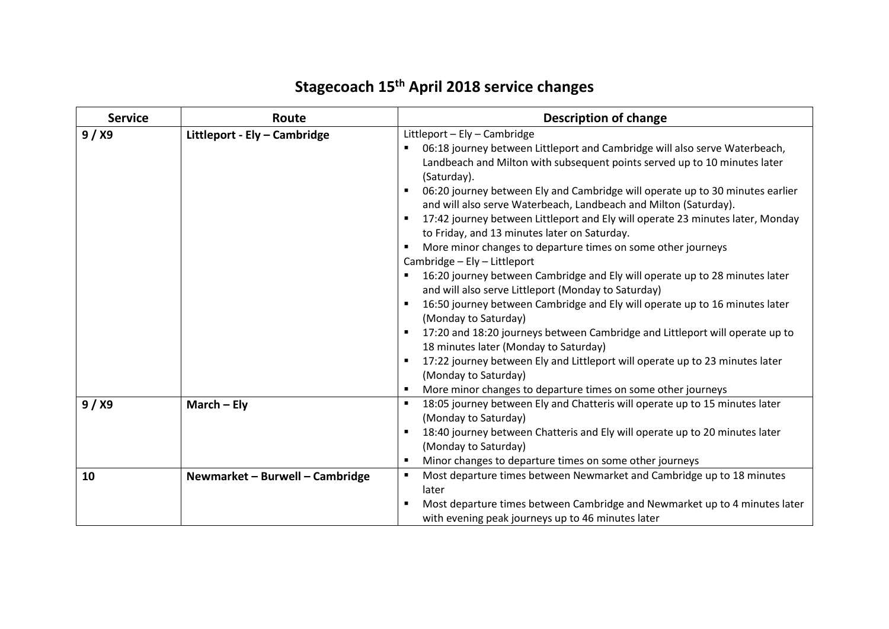# Stagecoach 15th April 2018 service changes

| Service | Route | Description of change |
|---|---|---|
| 9 / X9 | Littleport - Ely – Cambridge | Littleport – Ely – Cambridge<br>▪ 06:18 journey between Littleport and Cambridge will also serve Waterbeach, Landbeach and Milton with subsequent points served up to 10 minutes later (Saturday).<br>▪ 06:20 journey between Ely and Cambridge will operate up to 30 minutes earlier and will also serve Waterbeach, Landbeach and Milton (Saturday).<br>▪ 17:42 journey between Littleport and Ely will operate 23 minutes later, Monday to Friday, and 13 minutes later on Saturday.<br>▪ More minor changes to departure times on some other journeys<br>Cambridge – Ely – Littleport<br>▪ 16:20 journey between Cambridge and Ely will operate up to 28 minutes later and will also serve Littleport (Monday to Saturday)<br>▪ 16:50 journey between Cambridge and Ely will operate up to 16 minutes later (Monday to Saturday)<br>▪ 17:20 and 18:20 journeys between Cambridge and Littleport will operate up to 18 minutes later (Monday to Saturday)<br>▪ 17:22 journey between Ely and Littleport will operate up to 23 minutes later (Monday to Saturday)<br>▪ More minor changes to departure times on some other journeys |
| 9 / X9 | March – Ely | ▪ 18:05 journey between Ely and Chatteris will operate up to 15 minutes later (Monday to Saturday)<br>▪ 18:40 journey between Chatteris and Ely will operate up to 20 minutes later (Monday to Saturday)<br>▪ Minor changes to departure times on some other journeys |
| 10 | Newmarket – Burwell – Cambridge | ▪ Most departure times between Newmarket and Cambridge up to 18 minutes later<br>▪ Most departure times between Cambridge and Newmarket up to 4 minutes later with evening peak journeys up to 46 minutes later |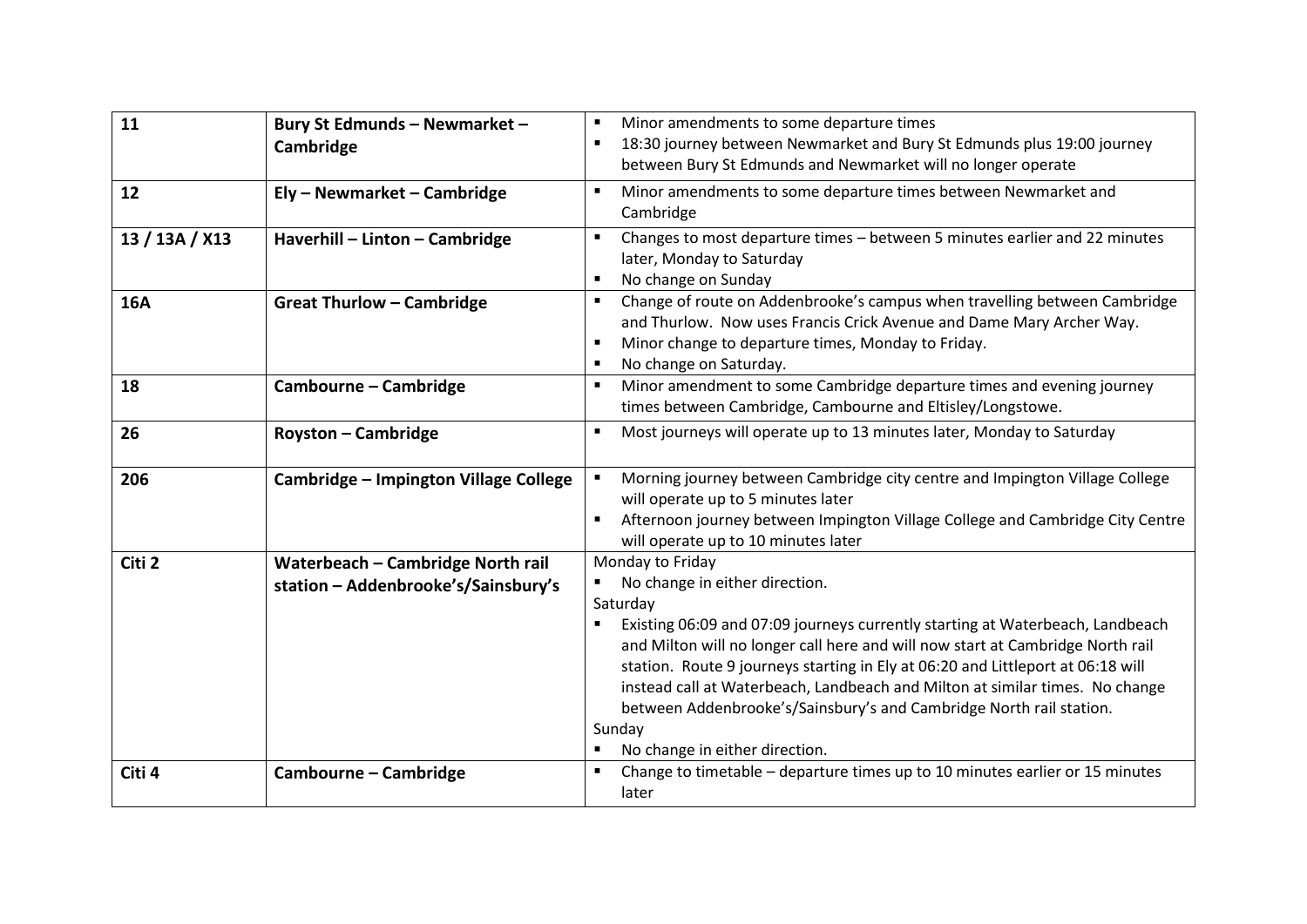| | | |
|---|---|---|
| **11** | **Bury St Edmunds – Newmarket – Cambridge** | ▪ Minor amendments to some departure times<br>▪ 18:30 journey between Newmarket and Bury St Edmunds plus 19:00 journey between Bury St Edmunds and Newmarket will no longer operate |
| **12** | **Ely – Newmarket – Cambridge** | ▪ Minor amendments to some departure times between Newmarket and Cambridge |
| **13 / 13A / X13** | **Haverhill – Linton – Cambridge** | ▪ Changes to most departure times – between 5 minutes earlier and 22 minutes later, Monday to Saturday<br>▪ No change on Sunday |
| **16A** | **Great Thurlow – Cambridge** | ▪ Change of route on Addenbrooke's campus when travelling between Cambridge and Thurlow. Now uses Francis Crick Avenue and Dame Mary Archer Way.<br>▪ Minor change to departure times, Monday to Friday.<br>▪ No change on Saturday. |
| **18** | **Cambourne – Cambridge** | ▪ Minor amendment to some Cambridge departure times and evening journey times between Cambridge, Cambourne and Eltisley/Longstowe. |
| **26** | **Royston – Cambridge** | ▪ Most journeys will operate up to 13 minutes later, Monday to Saturday |
| **206** | **Cambridge – Impington Village College** | ▪ Morning journey between Cambridge city centre and Impington Village College will operate up to 5 minutes later<br>▪ Afternoon journey between Impington Village College and Cambridge City Centre will operate up to 10 minutes later |
| **Citi 2** | **Waterbeach – Cambridge North rail station – Addenbrooke's/Sainsbury's** | Monday to Friday<br>▪ No change in either direction.<br>Saturday<br>▪ Existing 06:09 and 07:09 journeys currently starting at Waterbeach, Landbeach and Milton will no longer call here and will now start at Cambridge North rail station. Route 9 journeys starting in Ely at 06:20 and Littleport at 06:18 will instead call at Waterbeach, Landbeach and Milton at similar times. No change between Addenbrooke's/Sainsbury's and Cambridge North rail station.<br>Sunday<br>▪ No change in either direction. |
| **Citi 4** | **Cambourne – Cambridge** | ▪ Change to timetable – departure times up to 10 minutes earlier or 15 minutes later |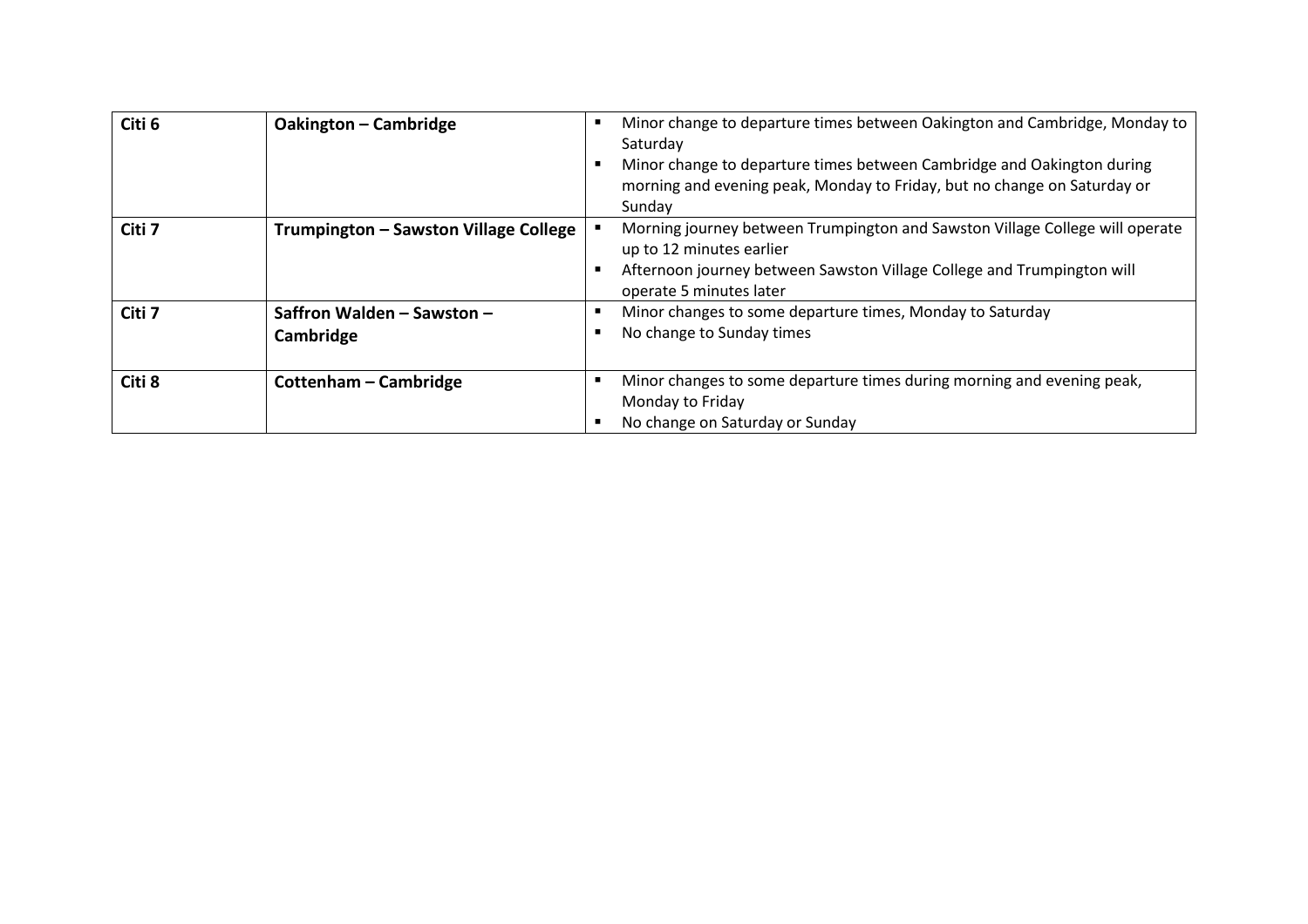| | | |
|---|---|---|
| **Citi 6** | **Oakington – Cambridge** | ▪ Minor change to departure times between Oakington and Cambridge, Monday to Saturday<br>▪ Minor change to departure times between Cambridge and Oakington during morning and evening peak, Monday to Friday, but no change on Saturday or Sunday |
| **Citi 7** | **Trumpington – Sawston Village College** | ▪ Morning journey between Trumpington and Sawston Village College will operate up to 12 minutes earlier<br>▪ Afternoon journey between Sawston Village College and Trumpington will operate 5 minutes later |
| **Citi 7** | **Saffron Walden – Sawston – Cambridge** | ▪ Minor changes to some departure times, Monday to Saturday<br>▪ No change to Sunday times |
| **Citi 8** | **Cottenham – Cambridge** | ▪ Minor changes to some departure times during morning and evening peak, Monday to Friday<br>▪ No change on Saturday or Sunday |